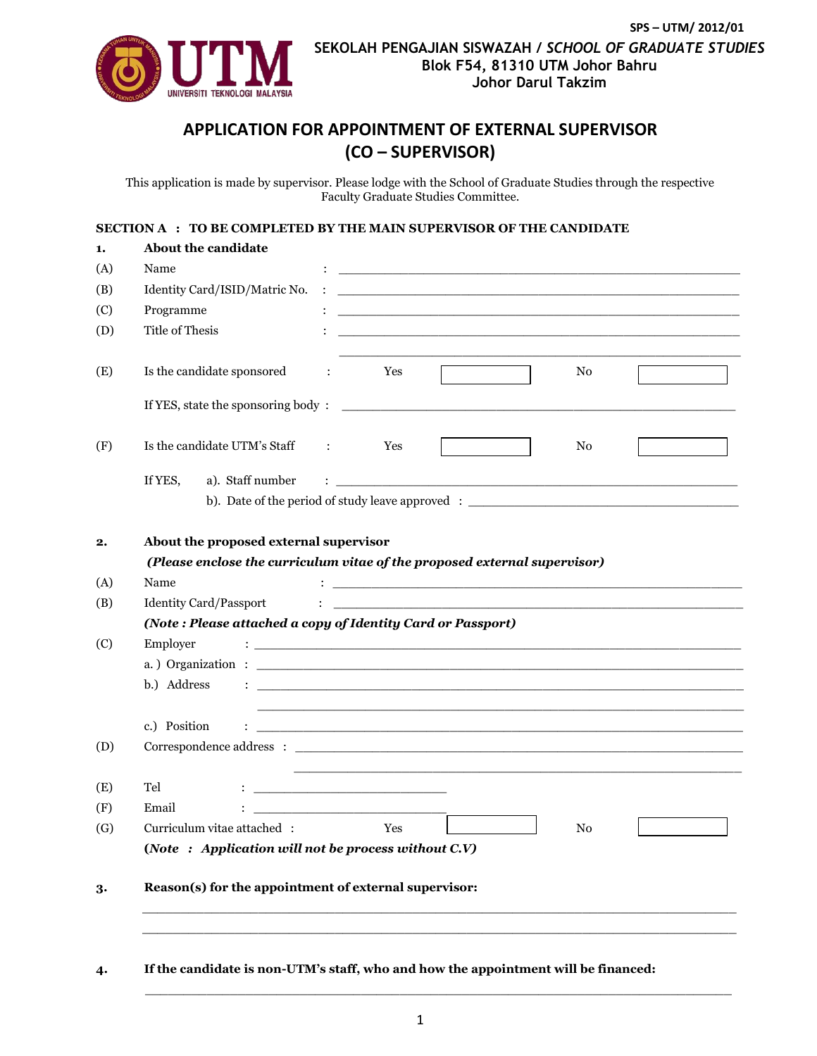SPS – UTM/ 2012/01

**SEKOLAH PENGAJIAN SISWAZAH / *SCHOOL OF GRADUATE STUDIES***
**Blok F54, 81310 UTM Johor Bahru**
**Johor Darul Takzim**

# APPLICATION FOR APPOINTMENT OF EXTERNAL SUPERVISOR (CO – SUPERVISOR)

This application is made by supervisor. Please lodge with the School of Graduate Studies through the respective Faculty Graduate Studies Committee.

**SECTION A : TO BE COMPLETED BY THE MAIN SUPERVISOR OF THE CANDIDATE**

**1. About the candidate**

(A) Name : ____________________________________________

(B) Identity Card/ISID/Matric No. : ____________________________________________

(C) Programme : ____________________________________________

(D) Title of Thesis : ____________________________________________

____________________________________________

(E) Is the candidate sponsored : Yes [ ] No [ ]

If YES, state the sponsoring body : ____________________________________________

(F) Is the candidate UTM's Staff : Yes [ ] No [ ]

If YES, a). Staff number : ____________________________________________

b). Date of the period of study leave approved : ______________________________

**2. About the proposed external supervisor**

***(Please enclose the curriculum vitae of the proposed external supervisor)***

(A) Name : ____________________________________________

(B) Identity Card/Passport : ____________________________________________

***(Note : Please attached a copy of Identity Card or Passport)***

(C) Employer : ____________________________________________

a. ) Organization : ____________________________________________

b.) Address : ____________________________________________

____________________________________________

c.) Position : ____________________________________________

(D) Correspondence address : ____________________________________________

____________________________________________

(E) Tel : ______________________

(F) Email : ______________________

(G) Curriculum vitae attached : Yes [ ] No [ ]

**(*Note : Application will not be process without C.V*)**

**3. Reason(s) for the appointment of external supervisor:**

____________________________________________

____________________________________________

**4. If the candidate is non-UTM's staff, who and how the appointment will be financed:**

____________________________________________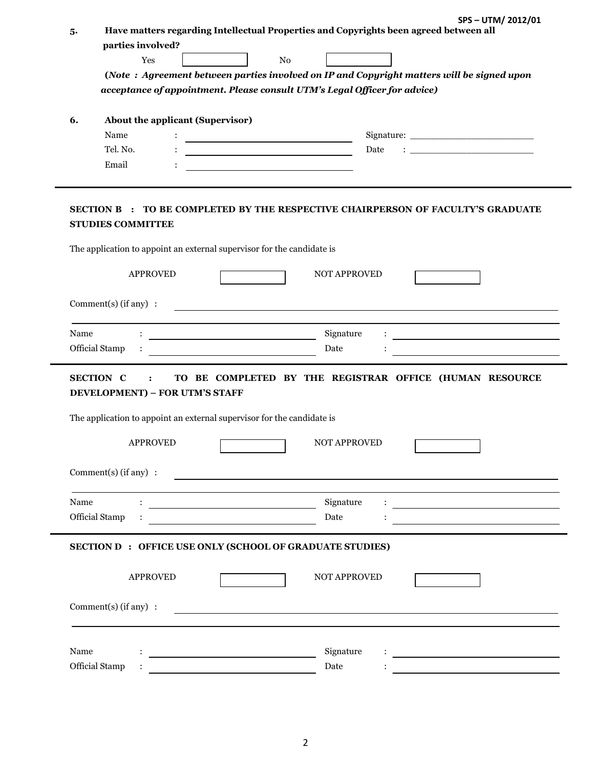**5. Have matters regarding Intellectual Properties and Copyrights been agreed between all parties involved?**

Yes ☐ No ☐

**(*Note : Agreement between parties involved on IP and Copyright matters will be signed upon acceptance of appointment. Please consult UTM's Legal Officer for advice)***

**6. About the applicant (Supervisor)**

Name : ______________________ Signature: ______________________

Tel. No. : ______________________ Date : ______________________

Email : ______________________

---

**SECTION B : TO BE COMPLETED BY THE RESPECTIVE CHAIRPERSON OF FACULTY'S GRADUATE STUDIES COMMITTEE**

The application to appoint an external supervisor for the candidate is

APPROVED ☐ NOT APPROVED ☐

Comment(s) (if any) : ______________________________________________

______________________________________________

Name : ______________________ Signature : ______________________

Official Stamp : ______________________ Date : ______________________

---

**SECTION C : TO BE COMPLETED BY THE REGISTRAR OFFICE (HUMAN RESOURCE DEVELOPMENT) – FOR UTM'S STAFF**

The application to appoint an external supervisor for the candidate is

APPROVED ☐ NOT APPROVED ☐

Comment(s) (if any) : ______________________________________________

______________________________________________

Name : ______________________ Signature : ______________________

Official Stamp : ______________________ Date : ______________________

---

**SECTION D : OFFICE USE ONLY (SCHOOL OF GRADUATE STUDIES)**

APPROVED ☐ NOT APPROVED ☐

Comment(s) (if any) : ______________________________________________

______________________________________________

Name : ______________________ Signature : ______________________

Official Stamp : ______________________ Date : ______________________